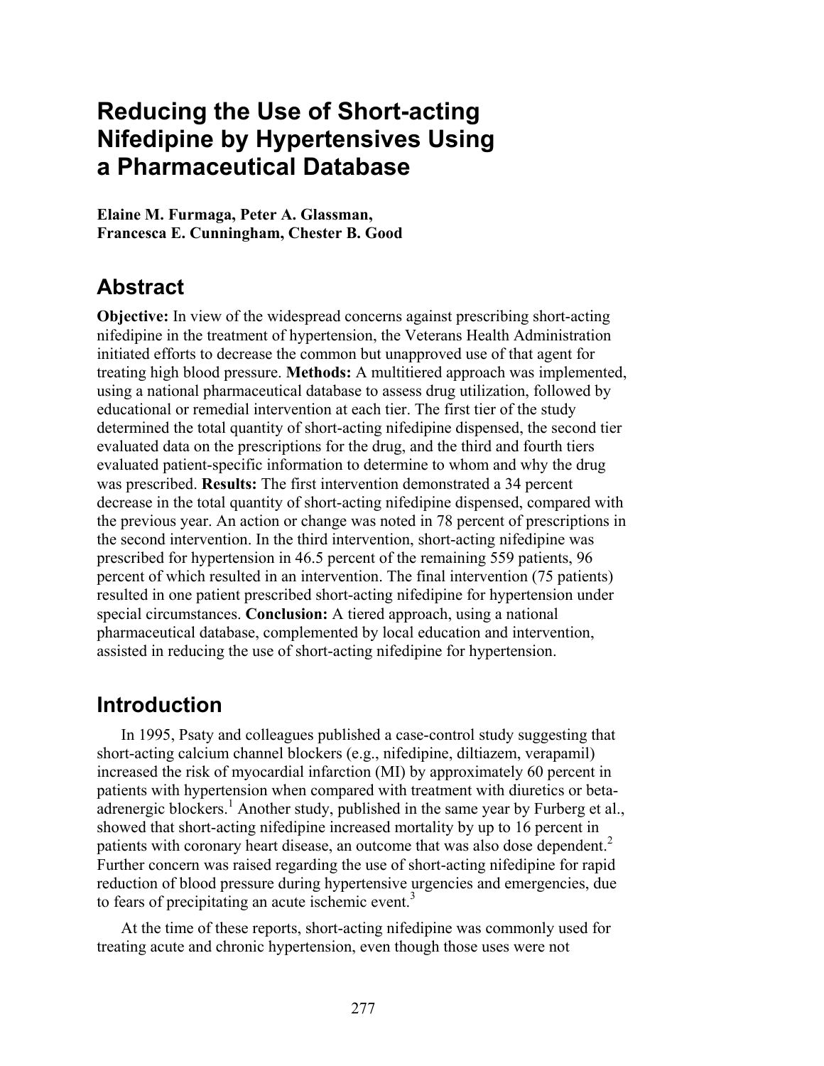# Reducing the Use of Short-acting Nifedipine by Hypertensives Using a Pharmaceutical Database

**Elaine M. Furmaga, Peter A. Glassman, Francesca E. Cunningham, Chester B. Good**

## Abstract

**Objective:** In view of the widespread concerns against prescribing short-acting nifedipine in the treatment of hypertension, the Veterans Health Administration initiated efforts to decrease the common but unapproved use of that agent for treating high blood pressure. **Methods:** A multitiered approach was implemented, using a national pharmaceutical database to assess drug utilization, followed by educational or remedial intervention at each tier. The first tier of the study determined the total quantity of short-acting nifedipine dispensed, the second tier evaluated data on the prescriptions for the drug, and the third and fourth tiers evaluated patient-specific information to determine to whom and why the drug was prescribed. **Results:** The first intervention demonstrated a 34 percent decrease in the total quantity of short-acting nifedipine dispensed, compared with the previous year. An action or change was noted in 78 percent of prescriptions in the second intervention. In the third intervention, short-acting nifedipine was prescribed for hypertension in 46.5 percent of the remaining 559 patients, 96 percent of which resulted in an intervention. The final intervention (75 patients) resulted in one patient prescribed short-acting nifedipine for hypertension under special circumstances. **Conclusion:** A tiered approach, using a national pharmaceutical database, complemented by local education and intervention, assisted in reducing the use of short-acting nifedipine for hypertension.

## Introduction

In 1995, Psaty and colleagues published a case-control study suggesting that short-acting calcium channel blockers (e.g., nifedipine, diltiazem, verapamil) increased the risk of myocardial infarction (MI) by approximately 60 percent in patients with hypertension when compared with treatment with diuretics or beta-adrenergic blockers.[1] Another study, published in the same year by Furberg et al., showed that short-acting nifedipine increased mortality by up to 16 percent in patients with coronary heart disease, an outcome that was also dose dependent.[2] Further concern was raised regarding the use of short-acting nifedipine for rapid reduction of blood pressure during hypertensive urgencies and emergencies, due to fears of precipitating an acute ischemic event.[3]

At the time of these reports, short-acting nifedipine was commonly used for treating acute and chronic hypertension, even though those uses were not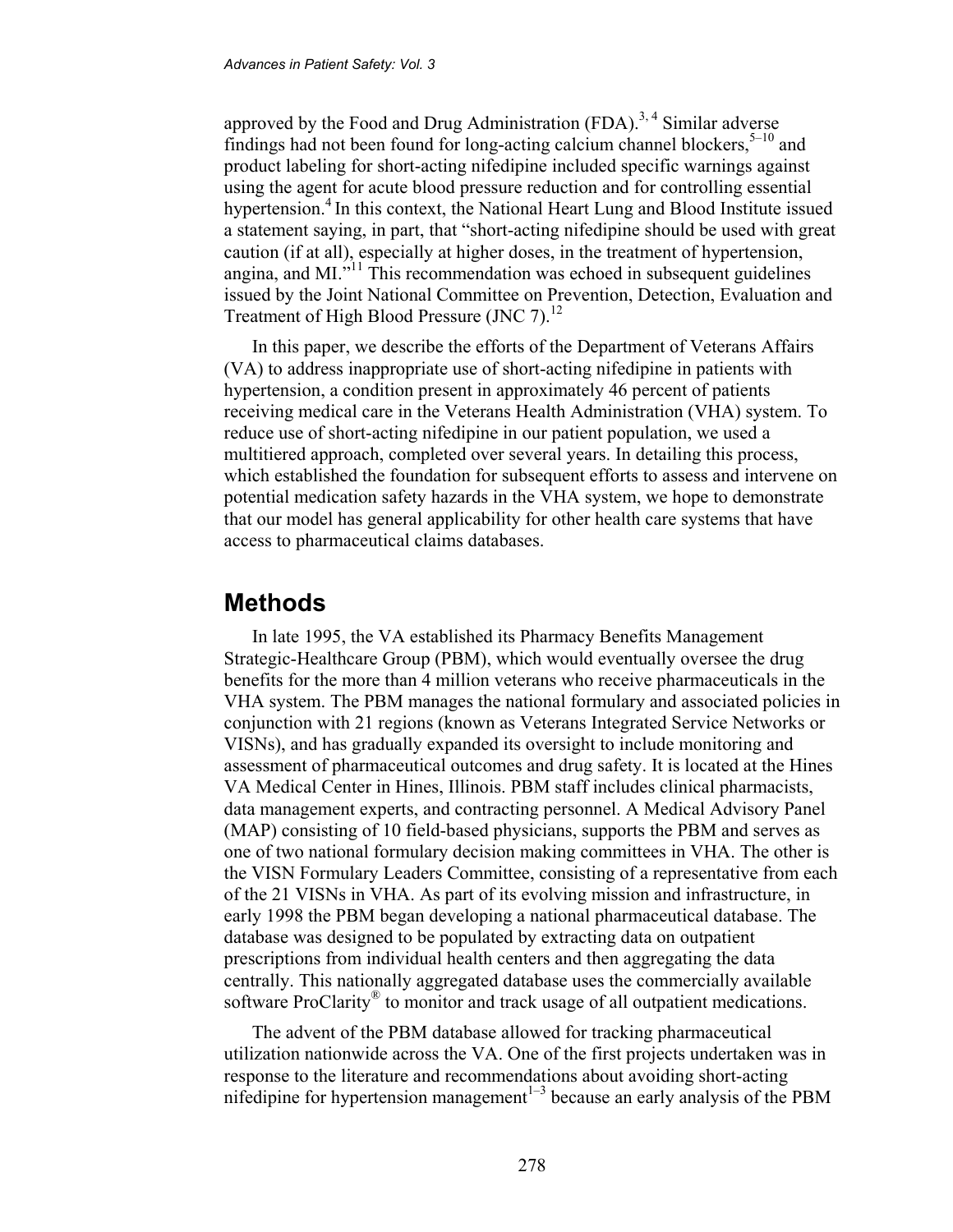approved by the Food and Drug Administration (FDA).[3, 4] Similar adverse findings had not been found for long-acting calcium channel blockers,[5–10] and product labeling for short-acting nifedipine included specific warnings against using the agent for acute blood pressure reduction and for controlling essential hypertension.[4] In this context, the National Heart Lung and Blood Institute issued a statement saying, in part, that "short-acting nifedipine should be used with great caution (if at all), especially at higher doses, in the treatment of hypertension, angina, and MI."[11] This recommendation was echoed in subsequent guidelines issued by the Joint National Committee on Prevention, Detection, Evaluation and Treatment of High Blood Pressure (JNC 7).[12]

In this paper, we describe the efforts of the Department of Veterans Affairs (VA) to address inappropriate use of short-acting nifedipine in patients with hypertension, a condition present in approximately 46 percent of patients receiving medical care in the Veterans Health Administration (VHA) system. To reduce use of short-acting nifedipine in our patient population, we used a multitiered approach, completed over several years. In detailing this process, which established the foundation for subsequent efforts to assess and intervene on potential medication safety hazards in the VHA system, we hope to demonstrate that our model has general applicability for other health care systems that have access to pharmaceutical claims databases.

## Methods

In late 1995, the VA established its Pharmacy Benefits Management Strategic-Healthcare Group (PBM), which would eventually oversee the drug benefits for the more than 4 million veterans who receive pharmaceuticals in the VHA system. The PBM manages the national formulary and associated policies in conjunction with 21 regions (known as Veterans Integrated Service Networks or VISNs), and has gradually expanded its oversight to include monitoring and assessment of pharmaceutical outcomes and drug safety. It is located at the Hines VA Medical Center in Hines, Illinois. PBM staff includes clinical pharmacists, data management experts, and contracting personnel. A Medical Advisory Panel (MAP) consisting of 10 field-based physicians, supports the PBM and serves as one of two national formulary decision making committees in VHA. The other is the VISN Formulary Leaders Committee, consisting of a representative from each of the 21 VISNs in VHA. As part of its evolving mission and infrastructure, in early 1998 the PBM began developing a national pharmaceutical database. The database was designed to be populated by extracting data on outpatient prescriptions from individual health centers and then aggregating the data centrally. This nationally aggregated database uses the commercially available software ProClarity® to monitor and track usage of all outpatient medications.

The advent of the PBM database allowed for tracking pharmaceutical utilization nationwide across the VA. One of the first projects undertaken was in response to the literature and recommendations about avoiding short-acting nifedipine for hypertension management[1–3] because an early analysis of the PBM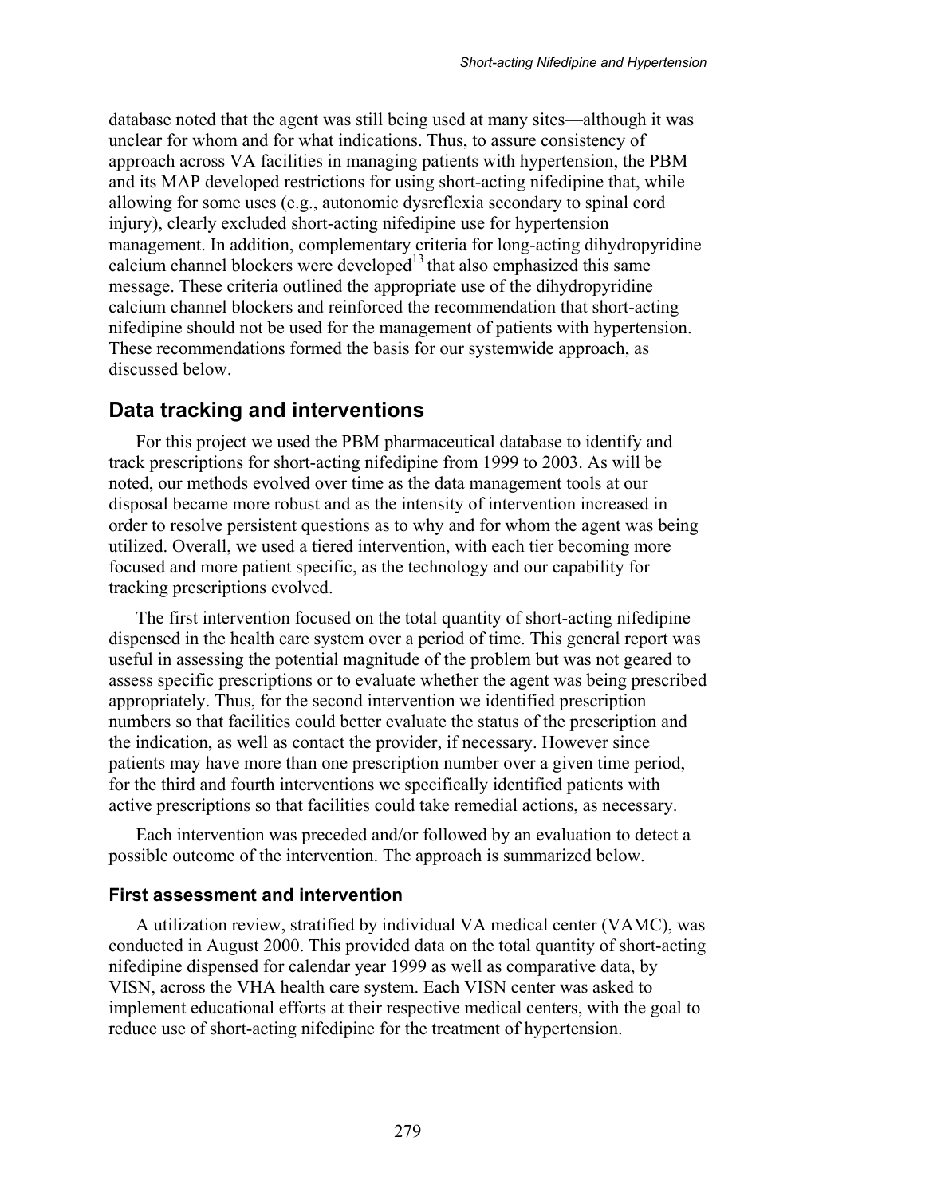database noted that the agent was still being used at many sites—although it was unclear for whom and for what indications. Thus, to assure consistency of approach across VA facilities in managing patients with hypertension, the PBM and its MAP developed restrictions for using short-acting nifedipine that, while allowing for some uses (e.g., autonomic dysreflexia secondary to spinal cord injury), clearly excluded short-acting nifedipine use for hypertension management. In addition, complementary criteria for long-acting dihydropyridine calcium channel blockers were developed[13] that also emphasized this same message. These criteria outlined the appropriate use of the dihydropyridine calcium channel blockers and reinforced the recommendation that short-acting nifedipine should not be used for the management of patients with hypertension. These recommendations formed the basis for our systemwide approach, as discussed below.

## Data tracking and interventions

For this project we used the PBM pharmaceutical database to identify and track prescriptions for short-acting nifedipine from 1999 to 2003. As will be noted, our methods evolved over time as the data management tools at our disposal became more robust and as the intensity of intervention increased in order to resolve persistent questions as to why and for whom the agent was being utilized. Overall, we used a tiered intervention, with each tier becoming more focused and more patient specific, as the technology and our capability for tracking prescriptions evolved.

The first intervention focused on the total quantity of short-acting nifedipine dispensed in the health care system over a period of time. This general report was useful in assessing the potential magnitude of the problem but was not geared to assess specific prescriptions or to evaluate whether the agent was being prescribed appropriately. Thus, for the second intervention we identified prescription numbers so that facilities could better evaluate the status of the prescription and the indication, as well as contact the provider, if necessary. However since patients may have more than one prescription number over a given time period, for the third and fourth interventions we specifically identified patients with active prescriptions so that facilities could take remedial actions, as necessary.

Each intervention was preceded and/or followed by an evaluation to detect a possible outcome of the intervention. The approach is summarized below.

### First assessment and intervention

A utilization review, stratified by individual VA medical center (VAMC), was conducted in August 2000. This provided data on the total quantity of short-acting nifedipine dispensed for calendar year 1999 as well as comparative data, by VISN, across the VHA health care system. Each VISN center was asked to implement educational efforts at their respective medical centers, with the goal to reduce use of short-acting nifedipine for the treatment of hypertension.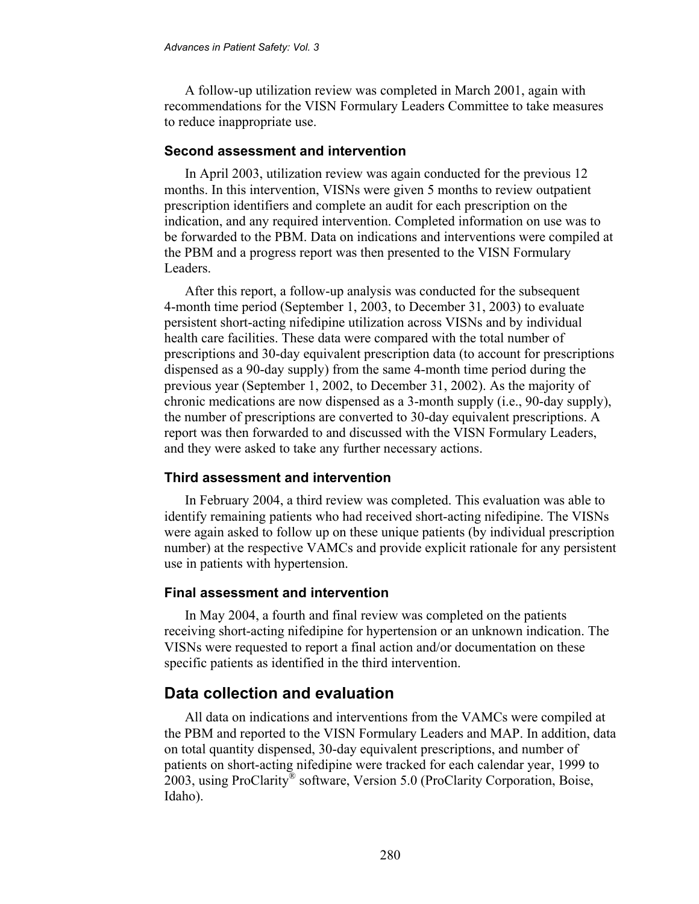A follow-up utilization review was completed in March 2001, again with recommendations for the VISN Formulary Leaders Committee to take measures to reduce inappropriate use.

### Second assessment and intervention

In April 2003, utilization review was again conducted for the previous 12 months. In this intervention, VISNs were given 5 months to review outpatient prescription identifiers and complete an audit for each prescription on the indication, and any required intervention. Completed information on use was to be forwarded to the PBM. Data on indications and interventions were compiled at the PBM and a progress report was then presented to the VISN Formulary Leaders.

After this report, a follow-up analysis was conducted for the subsequent 4-month time period (September 1, 2003, to December 31, 2003) to evaluate persistent short-acting nifedipine utilization across VISNs and by individual health care facilities. These data were compared with the total number of prescriptions and 30-day equivalent prescription data (to account for prescriptions dispensed as a 90-day supply) from the same 4-month time period during the previous year (September 1, 2002, to December 31, 2002). As the majority of chronic medications are now dispensed as a 3-month supply (i.e., 90-day supply), the number of prescriptions are converted to 30-day equivalent prescriptions. A report was then forwarded to and discussed with the VISN Formulary Leaders, and they were asked to take any further necessary actions.

### Third assessment and intervention

In February 2004, a third review was completed. This evaluation was able to identify remaining patients who had received short-acting nifedipine. The VISNs were again asked to follow up on these unique patients (by individual prescription number) at the respective VAMCs and provide explicit rationale for any persistent use in patients with hypertension.

### Final assessment and intervention

In May 2004, a fourth and final review was completed on the patients receiving short-acting nifedipine for hypertension or an unknown indication. The VISNs were requested to report a final action and/or documentation on these specific patients as identified in the third intervention.

## Data collection and evaluation

All data on indications and interventions from the VAMCs were compiled at the PBM and reported to the VISN Formulary Leaders and MAP. In addition, data on total quantity dispensed, 30-day equivalent prescriptions, and number of patients on short-acting nifedipine were tracked for each calendar year, 1999 to 2003, using ProClarity® software, Version 5.0 (ProClarity Corporation, Boise, Idaho).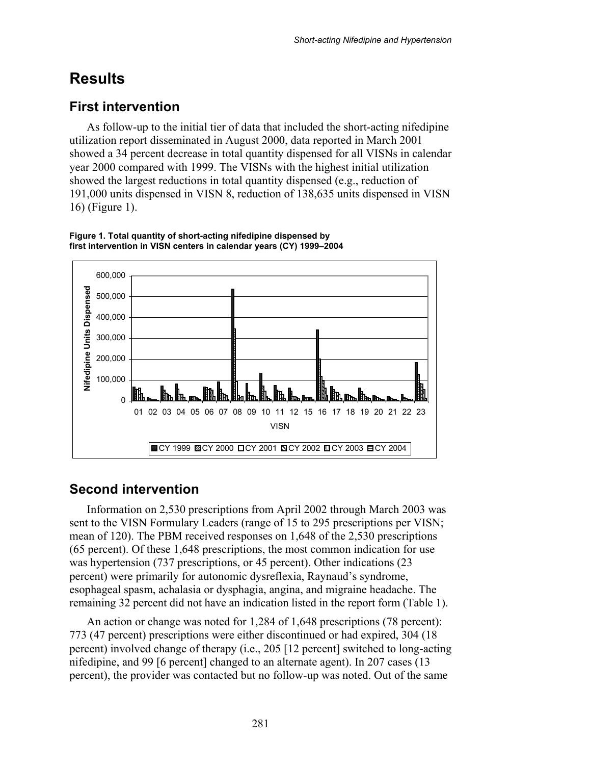# Results

## First intervention

As follow-up to the initial tier of data that included the short-acting nifedipine utilization report disseminated in August 2000, data reported in March 2001 showed a 34 percent decrease in total quantity dispensed for all VISNs in calendar year 2000 compared with 1999. The VISNs with the highest initial utilization showed the largest reductions in total quantity dispensed (e.g., reduction of 191,000 units dispensed in VISN 8, reduction of 138,635 units dispensed in VISN 16) (Figure 1).

**Figure 1. Total quantity of short-acting nifedipine dispensed by first intervention in VISN centers in calendar years (CY) 1999–2004**

## Second intervention

Information on 2,530 prescriptions from April 2002 through March 2003 was sent to the VISN Formulary Leaders (range of 15 to 295 prescriptions per VISN; mean of 120). The PBM received responses on 1,648 of the 2,530 prescriptions (65 percent). Of these 1,648 prescriptions, the most common indication for use was hypertension (737 prescriptions, or 45 percent). Other indications (23 percent) were primarily for autonomic dysreflexia, Raynaud's syndrome, esophageal spasm, achalasia or dysphagia, angina, and migraine headache. The remaining 32 percent did not have an indication listed in the report form (Table 1).

An action or change was noted for 1,284 of 1,648 prescriptions (78 percent): 773 (47 percent) prescriptions were either discontinued or had expired, 304 (18 percent) involved change of therapy (i.e., 205 [12 percent] switched to long-acting nifedipine, and 99 [6 percent] changed to an alternate agent). In 207 cases (13 percent), the provider was contacted but no follow-up was noted. Out of the same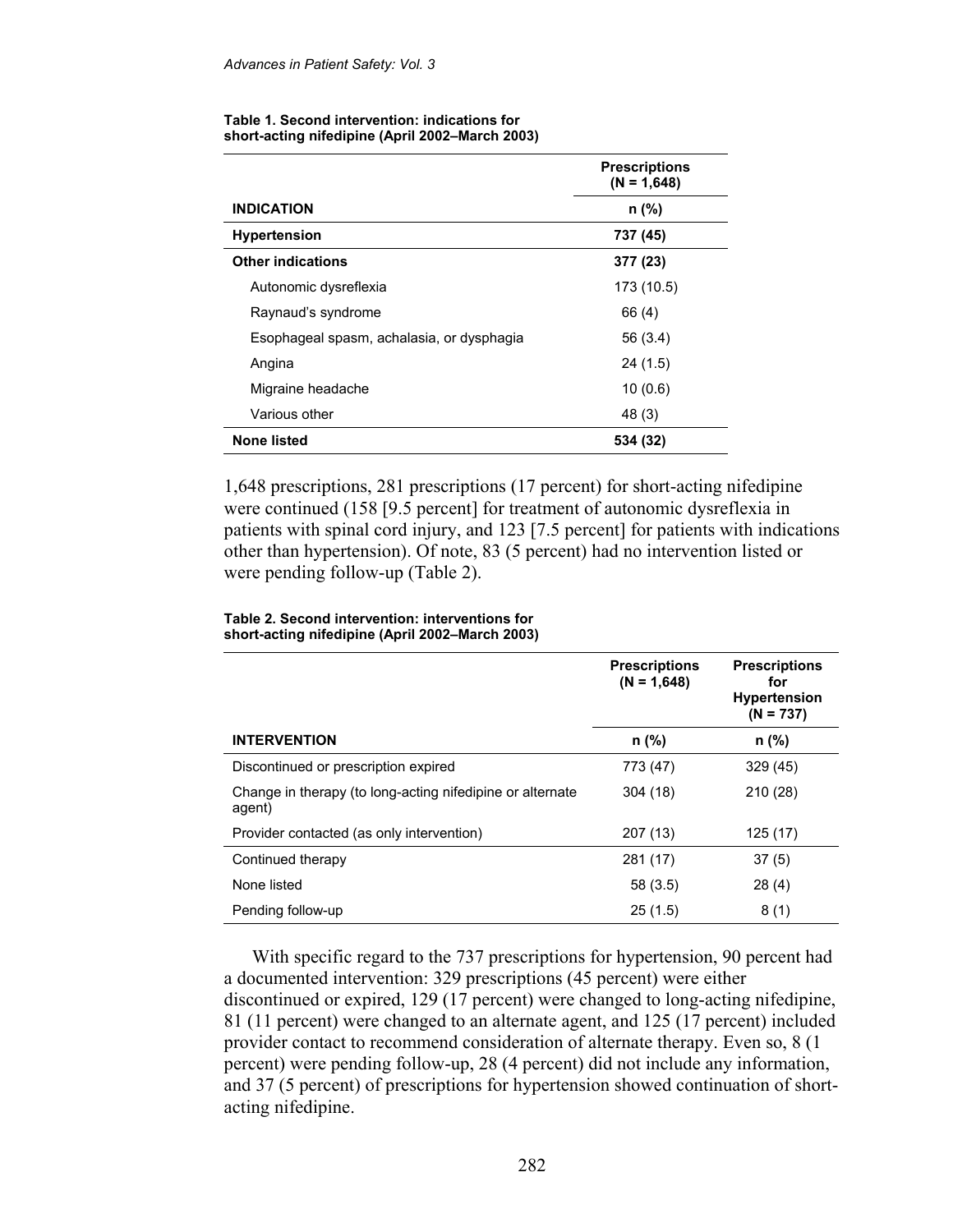**Table 1. Second intervention: indications for short-acting nifedipine (April 2002–March 2003)**

| INDICATION | Prescriptions (N = 1,648) n (%) |
|---|---|
| **Hypertension** | **737 (45)** |
| **Other indications** | **377 (23)** |
| Autonomic dysreflexia | 173 (10.5) |
| Raynaud's syndrome | 66 (4) |
| Esophageal spasm, achalasia, or dysphagia | 56 (3.4) |
| Angina | 24 (1.5) |
| Migraine headache | 10 (0.6) |
| Various other | 48 (3) |
| **None listed** | **534 (32)** |

1,648 prescriptions, 281 prescriptions (17 percent) for short-acting nifedipine were continued (158 [9.5 percent] for treatment of autonomic dysreflexia in patients with spinal cord injury, and 123 [7.5 percent] for patients with indications other than hypertension). Of note, 83 (5 percent) had no intervention listed or were pending follow-up (Table 2).

**Table 2. Second intervention: interventions for short-acting nifedipine (April 2002–March 2003)**

| INTERVENTION | Prescriptions (N = 1,648) n (%) | Prescriptions for Hypertension (N = 737) n (%) |
|---|---|---|
| Discontinued or prescription expired | 773 (47) | 329 (45) |
| Change in therapy (to long-acting nifedipine or alternate agent) | 304 (18) | 210 (28) |
| Provider contacted (as only intervention) | 207 (13) | 125 (17) |
| Continued therapy | 281 (17) | 37 (5) |
| None listed | 58 (3.5) | 28 (4) |
| Pending follow-up | 25 (1.5) | 8 (1) |

With specific regard to the 737 prescriptions for hypertension, 90 percent had a documented intervention: 329 prescriptions (45 percent) were either discontinued or expired, 129 (17 percent) were changed to long-acting nifedipine, 81 (11 percent) were changed to an alternate agent, and 125 (17 percent) included provider contact to recommend consideration of alternate therapy. Even so, 8 (1 percent) were pending follow-up, 28 (4 percent) did not include any information, and 37 (5 percent) of prescriptions for hypertension showed continuation of short-acting nifedipine.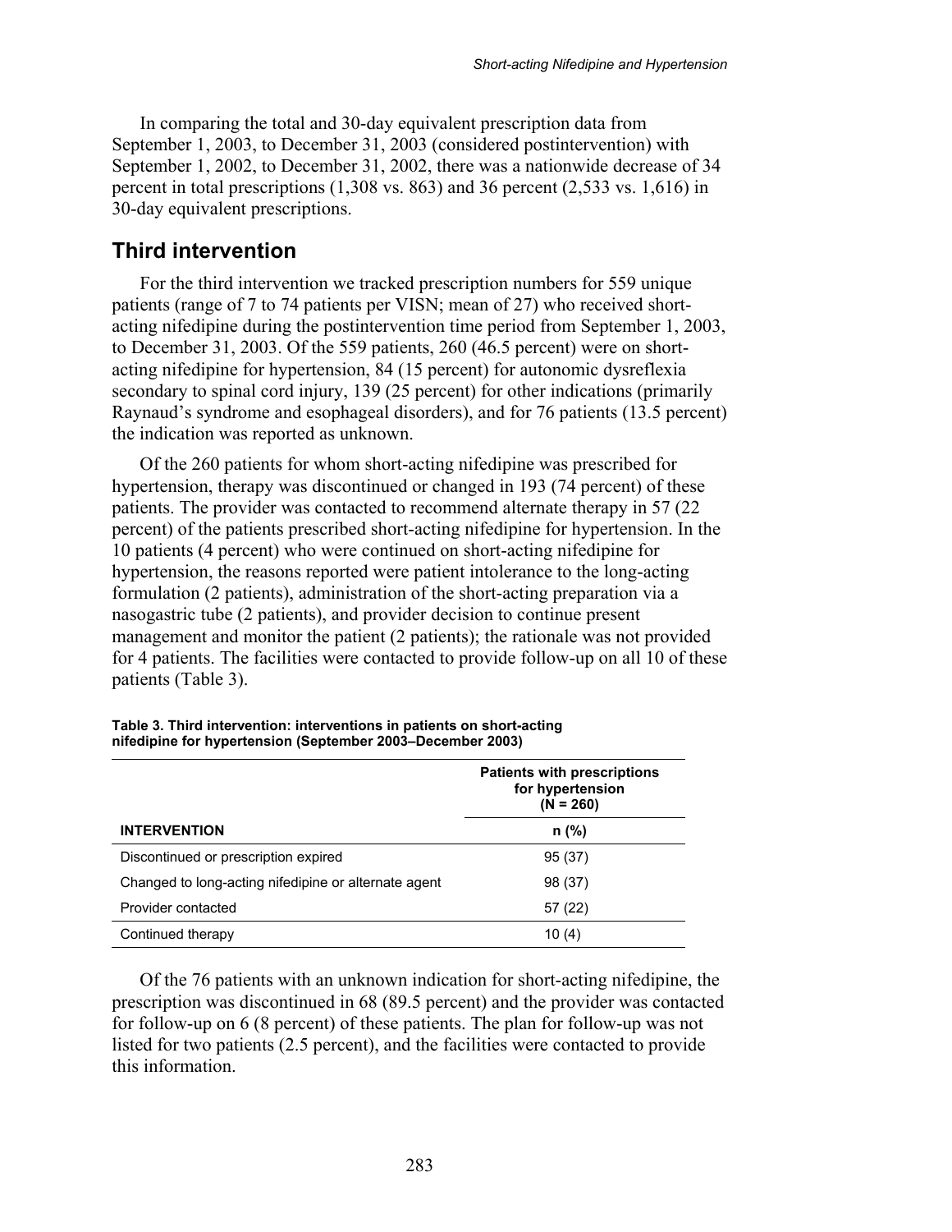In comparing the total and 30-day equivalent prescription data from September 1, 2003, to December 31, 2003 (considered postintervention) with September 1, 2002, to December 31, 2002, there was a nationwide decrease of 34 percent in total prescriptions (1,308 vs. 863) and 36 percent (2,533 vs. 1,616) in 30-day equivalent prescriptions.

## Third intervention

For the third intervention we tracked prescription numbers for 559 unique patients (range of 7 to 74 patients per VISN; mean of 27) who received short-acting nifedipine during the postintervention time period from September 1, 2003, to December 31, 2003. Of the 559 patients, 260 (46.5 percent) were on short-acting nifedipine for hypertension, 84 (15 percent) for autonomic dysreflexia secondary to spinal cord injury, 139 (25 percent) for other indications (primarily Raynaud's syndrome and esophageal disorders), and for 76 patients (13.5 percent) the indication was reported as unknown.

Of the 260 patients for whom short-acting nifedipine was prescribed for hypertension, therapy was discontinued or changed in 193 (74 percent) of these patients. The provider was contacted to recommend alternate therapy in 57 (22 percent) of the patients prescribed short-acting nifedipine for hypertension. In the 10 patients (4 percent) who were continued on short-acting nifedipine for hypertension, the reasons reported were patient intolerance to the long-acting formulation (2 patients), administration of the short-acting preparation via a nasogastric tube (2 patients), and provider decision to continue present management and monitor the patient (2 patients); the rationale was not provided for 4 patients. The facilities were contacted to provide follow-up on all 10 of these patients (Table 3).

**Table 3. Third intervention: interventions in patients on short-acting nifedipine for hypertension (September 2003–December 2003)**

| | Patients with prescriptions for hypertension (N = 260) |
|---|---|
| **INTERVENTION** | **n (%)** |
| Discontinued or prescription expired | 95 (37) |
| Changed to long-acting nifedipine or alternate agent | 98 (37) |
| Provider contacted | 57 (22) |
| Continued therapy | 10 (4) |

Of the 76 patients with an unknown indication for short-acting nifedipine, the prescription was discontinued in 68 (89.5 percent) and the provider was contacted for follow-up on 6 (8 percent) of these patients. The plan for follow-up was not listed for two patients (2.5 percent), and the facilities were contacted to provide this information.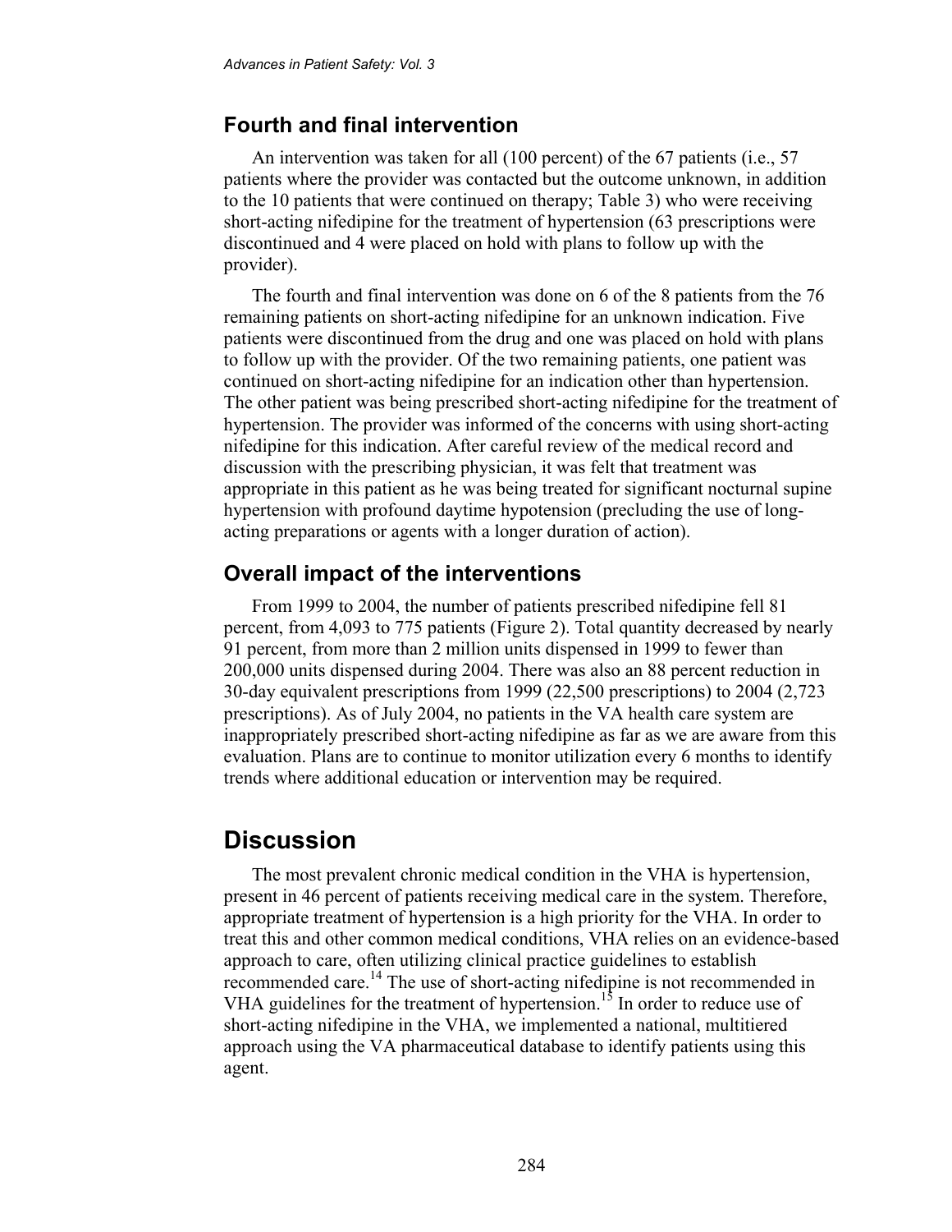### Fourth and final intervention

An intervention was taken for all (100 percent) of the 67 patients (i.e., 57 patients where the provider was contacted but the outcome unknown, in addition to the 10 patients that were continued on therapy; Table 3) who were receiving short-acting nifedipine for the treatment of hypertension (63 prescriptions were discontinued and 4 were placed on hold with plans to follow up with the provider).

The fourth and final intervention was done on 6 of the 8 patients from the 76 remaining patients on short-acting nifedipine for an unknown indication. Five patients were discontinued from the drug and one was placed on hold with plans to follow up with the provider. Of the two remaining patients, one patient was continued on short-acting nifedipine for an indication other than hypertension. The other patient was being prescribed short-acting nifedipine for the treatment of hypertension. The provider was informed of the concerns with using short-acting nifedipine for this indication. After careful review of the medical record and discussion with the prescribing physician, it was felt that treatment was appropriate in this patient as he was being treated for significant nocturnal supine hypertension with profound daytime hypotension (precluding the use of long-acting preparations or agents with a longer duration of action).

### Overall impact of the interventions

From 1999 to 2004, the number of patients prescribed nifedipine fell 81 percent, from 4,093 to 775 patients (Figure 2). Total quantity decreased by nearly 91 percent, from more than 2 million units dispensed in 1999 to fewer than 200,000 units dispensed during 2004. There was also an 88 percent reduction in 30-day equivalent prescriptions from 1999 (22,500 prescriptions) to 2004 (2,723 prescriptions). As of July 2004, no patients in the VA health care system are inappropriately prescribed short-acting nifedipine as far as we are aware from this evaluation. Plans are to continue to monitor utilization every 6 months to identify trends where additional education or intervention may be required.

## Discussion

The most prevalent chronic medical condition in the VHA is hypertension, present in 46 percent of patients receiving medical care in the system. Therefore, appropriate treatment of hypertension is a high priority for the VHA. In order to treat this and other common medical conditions, VHA relies on an evidence-based approach to care, often utilizing clinical practice guidelines to establish recommended care.[14] The use of short-acting nifedipine is not recommended in VHA guidelines for the treatment of hypertension.[15] In order to reduce use of short-acting nifedipine in the VHA, we implemented a national, multitiered approach using the VA pharmaceutical database to identify patients using this agent.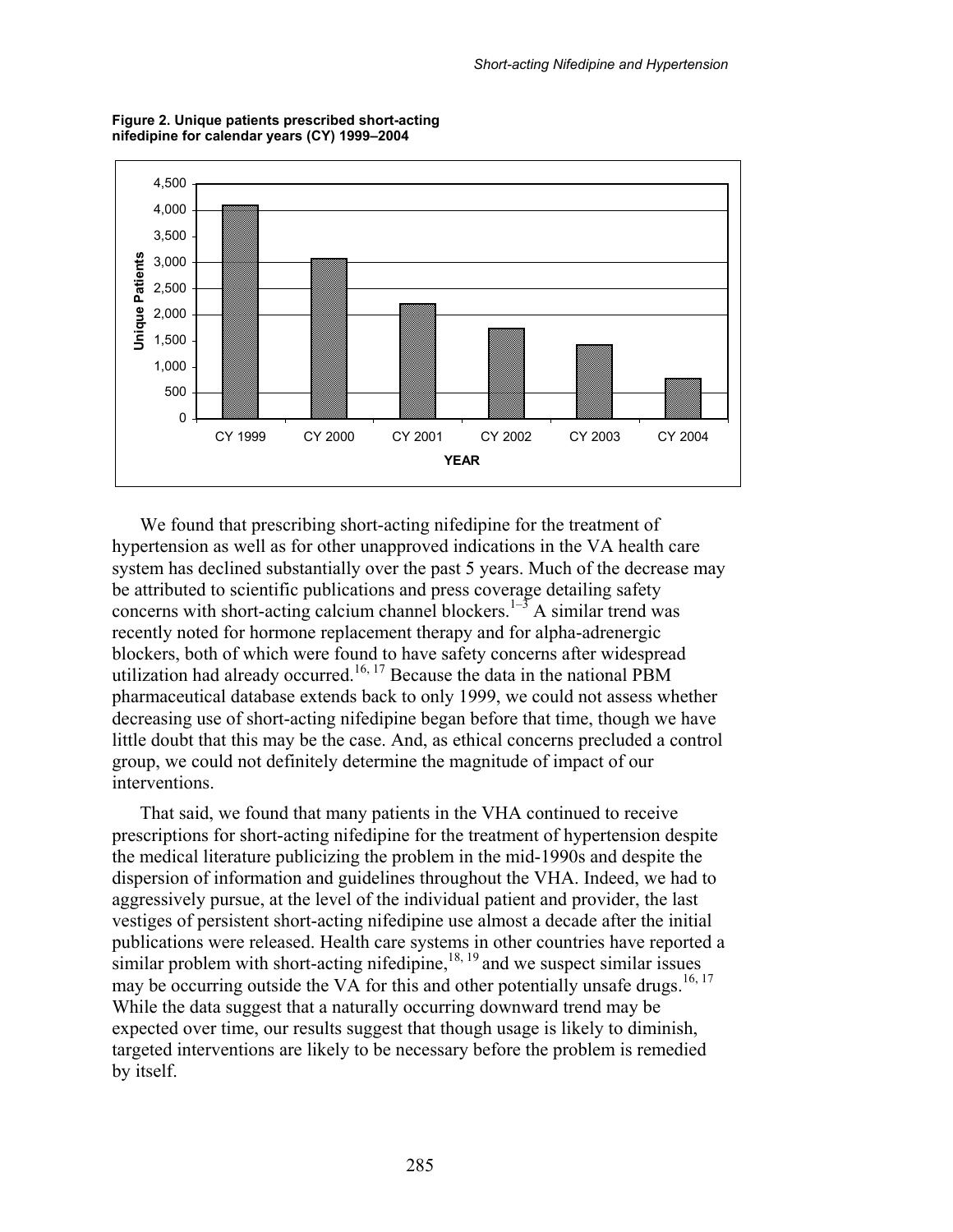**Figure 2. Unique patients prescribed short-acting nifedipine for calendar years (CY) 1999–2004**

We found that prescribing short-acting nifedipine for the treatment of hypertension as well as for other unapproved indications in the VA health care system has declined substantially over the past 5 years. Much of the decrease may be attributed to scientific publications and press coverage detailing safety concerns with short-acting calcium channel blockers.[1–3] A similar trend was recently noted for hormone replacement therapy and for alpha-adrenergic blockers, both of which were found to have safety concerns after widespread utilization had already occurred.[16, 17] Because the data in the national PBM pharmaceutical database extends back to only 1999, we could not assess whether decreasing use of short-acting nifedipine began before that time, though we have little doubt that this may be the case. And, as ethical concerns precluded a control group, we could not definitely determine the magnitude of impact of our interventions.

That said, we found that many patients in the VHA continued to receive prescriptions for short-acting nifedipine for the treatment of hypertension despite the medical literature publicizing the problem in the mid-1990s and despite the dispersion of information and guidelines throughout the VHA. Indeed, we had to aggressively pursue, at the level of the individual patient and provider, the last vestiges of persistent short-acting nifedipine use almost a decade after the initial publications were released. Health care systems in other countries have reported a similar problem with short-acting nifedipine,[18, 19] and we suspect similar issues may be occurring outside the VA for this and other potentially unsafe drugs.[16, 17] While the data suggest that a naturally occurring downward trend may be expected over time, our results suggest that though usage is likely to diminish, targeted interventions are likely to be necessary before the problem is remedied by itself.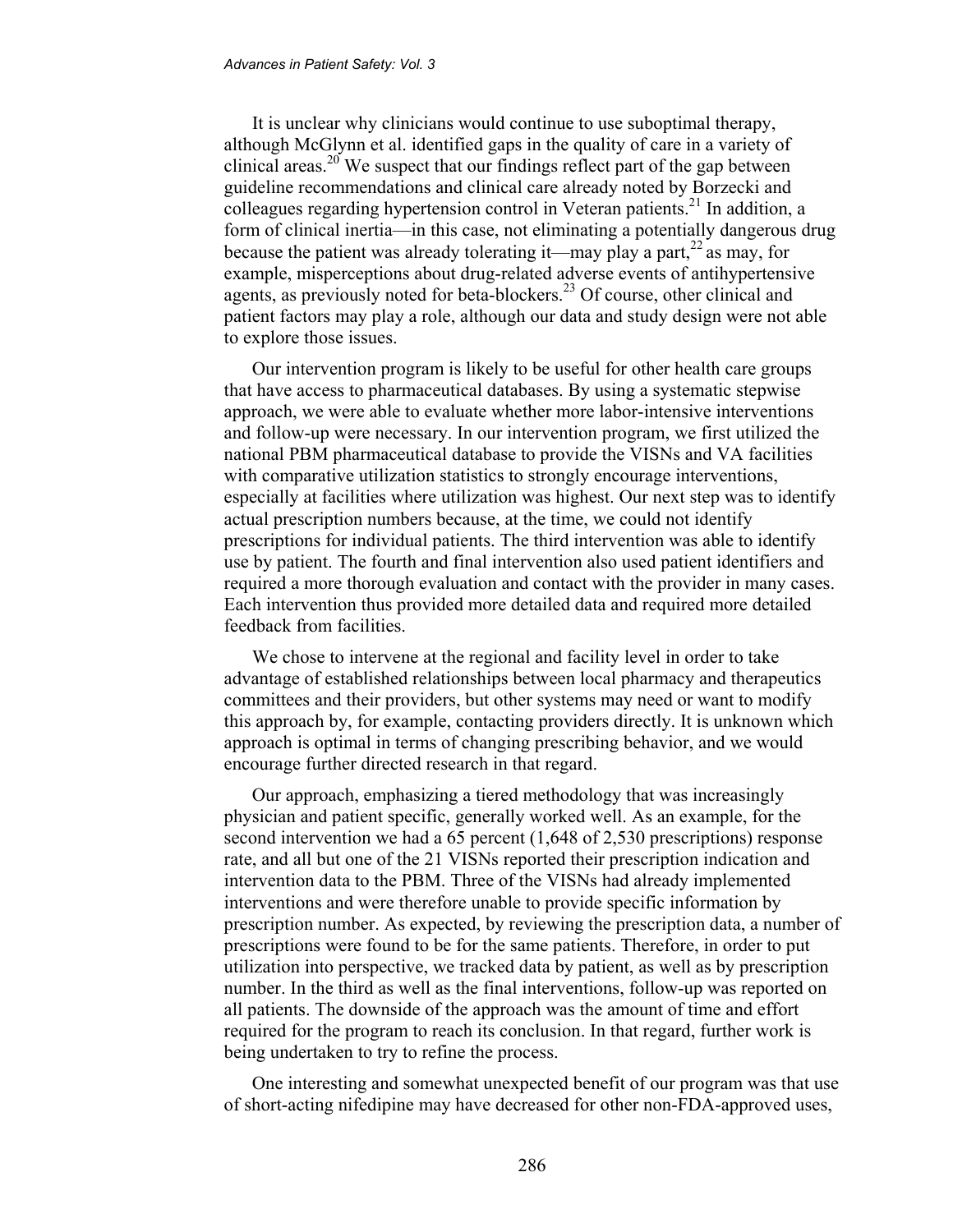It is unclear why clinicians would continue to use suboptimal therapy, although McGlynn et al. identified gaps in the quality of care in a variety of clinical areas.[20] We suspect that our findings reflect part of the gap between guideline recommendations and clinical care already noted by Borzecki and colleagues regarding hypertension control in Veteran patients.[21] In addition, a form of clinical inertia—in this case, not eliminating a potentially dangerous drug because the patient was already tolerating it—may play a part,[22] as may, for example, misperceptions about drug-related adverse events of antihypertensive agents, as previously noted for beta-blockers.[23] Of course, other clinical and patient factors may play a role, although our data and study design were not able to explore those issues.

Our intervention program is likely to be useful for other health care groups that have access to pharmaceutical databases. By using a systematic stepwise approach, we were able to evaluate whether more labor-intensive interventions and follow-up were necessary. In our intervention program, we first utilized the national PBM pharmaceutical database to provide the VISNs and VA facilities with comparative utilization statistics to strongly encourage interventions, especially at facilities where utilization was highest. Our next step was to identify actual prescription numbers because, at the time, we could not identify prescriptions for individual patients. The third intervention was able to identify use by patient. The fourth and final intervention also used patient identifiers and required a more thorough evaluation and contact with the provider in many cases. Each intervention thus provided more detailed data and required more detailed feedback from facilities.

We chose to intervene at the regional and facility level in order to take advantage of established relationships between local pharmacy and therapeutics committees and their providers, but other systems may need or want to modify this approach by, for example, contacting providers directly. It is unknown which approach is optimal in terms of changing prescribing behavior, and we would encourage further directed research in that regard.

Our approach, emphasizing a tiered methodology that was increasingly physician and patient specific, generally worked well. As an example, for the second intervention we had a 65 percent (1,648 of 2,530 prescriptions) response rate, and all but one of the 21 VISNs reported their prescription indication and intervention data to the PBM. Three of the VISNs had already implemented interventions and were therefore unable to provide specific information by prescription number. As expected, by reviewing the prescription data, a number of prescriptions were found to be for the same patients. Therefore, in order to put utilization into perspective, we tracked data by patient, as well as by prescription number. In the third as well as the final interventions, follow-up was reported on all patients. The downside of the approach was the amount of time and effort required for the program to reach its conclusion. In that regard, further work is being undertaken to try to refine the process.

One interesting and somewhat unexpected benefit of our program was that use of short-acting nifedipine may have decreased for other non-FDA-approved uses,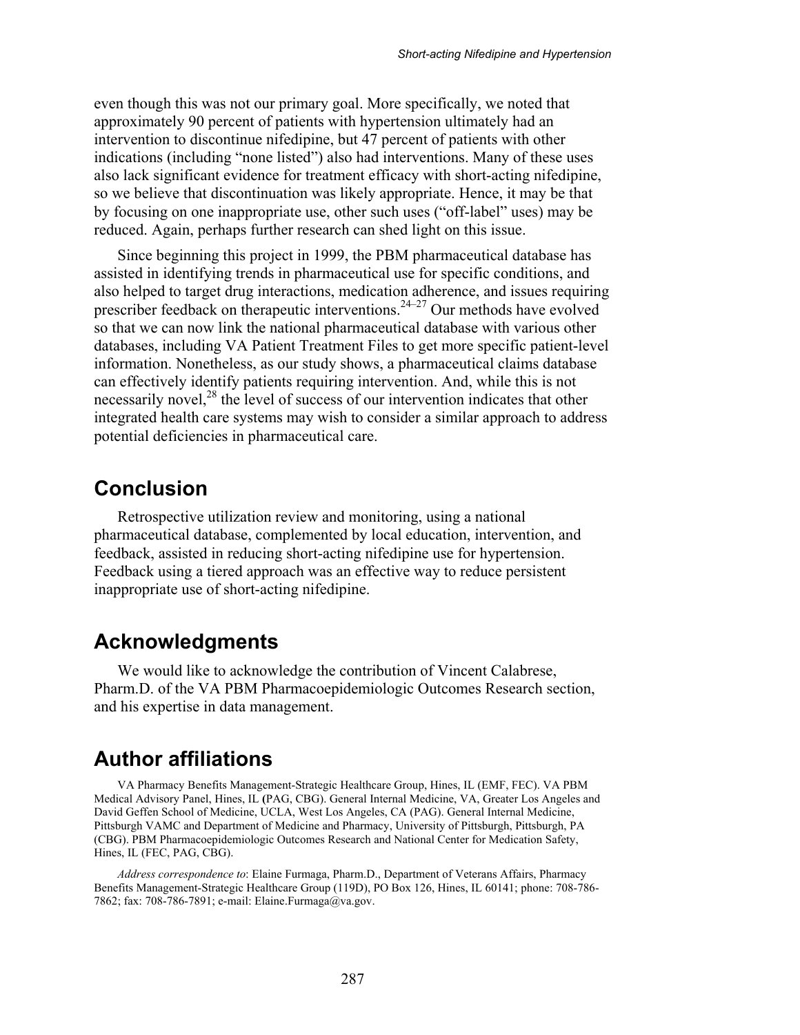even though this was not our primary goal. More specifically, we noted that approximately 90 percent of patients with hypertension ultimately had an intervention to discontinue nifedipine, but 47 percent of patients with other indications (including "none listed") also had interventions. Many of these uses also lack significant evidence for treatment efficacy with short-acting nifedipine, so we believe that discontinuation was likely appropriate. Hence, it may be that by focusing on one inappropriate use, other such uses ("off-label" uses) may be reduced. Again, perhaps further research can shed light on this issue.

Since beginning this project in 1999, the PBM pharmaceutical database has assisted in identifying trends in pharmaceutical use for specific conditions, and also helped to target drug interactions, medication adherence, and issues requiring prescriber feedback on therapeutic interventions.[24–27] Our methods have evolved so that we can now link the national pharmaceutical database with various other databases, including VA Patient Treatment Files to get more specific patient-level information. Nonetheless, as our study shows, a pharmaceutical claims database can effectively identify patients requiring intervention. And, while this is not necessarily novel,[28] the level of success of our intervention indicates that other integrated health care systems may wish to consider a similar approach to address potential deficiencies in pharmaceutical care.

## Conclusion

Retrospective utilization review and monitoring, using a national pharmaceutical database, complemented by local education, intervention, and feedback, assisted in reducing short-acting nifedipine use for hypertension. Feedback using a tiered approach was an effective way to reduce persistent inappropriate use of short-acting nifedipine.

## Acknowledgments

We would like to acknowledge the contribution of Vincent Calabrese, Pharm.D. of the VA PBM Pharmacoepidemiologic Outcomes Research section, and his expertise in data management.

## Author affiliations

VA Pharmacy Benefits Management-Strategic Healthcare Group, Hines, IL (EMF, FEC). VA PBM Medical Advisory Panel, Hines, IL (PAG, CBG). General Internal Medicine, VA, Greater Los Angeles and David Geffen School of Medicine, UCLA, West Los Angeles, CA (PAG). General Internal Medicine, Pittsburgh VAMC and Department of Medicine and Pharmacy, University of Pittsburgh, Pittsburgh, PA (CBG). PBM Pharmacoepidemiologic Outcomes Research and National Center for Medication Safety, Hines, IL (FEC, PAG, CBG).

*Address correspondence to*: Elaine Furmaga, Pharm.D., Department of Veterans Affairs, Pharmacy Benefits Management-Strategic Healthcare Group (119D), PO Box 126, Hines, IL 60141; phone: 708-786-7862; fax: 708-786-7891; e-mail: Elaine.Furmaga@va.gov.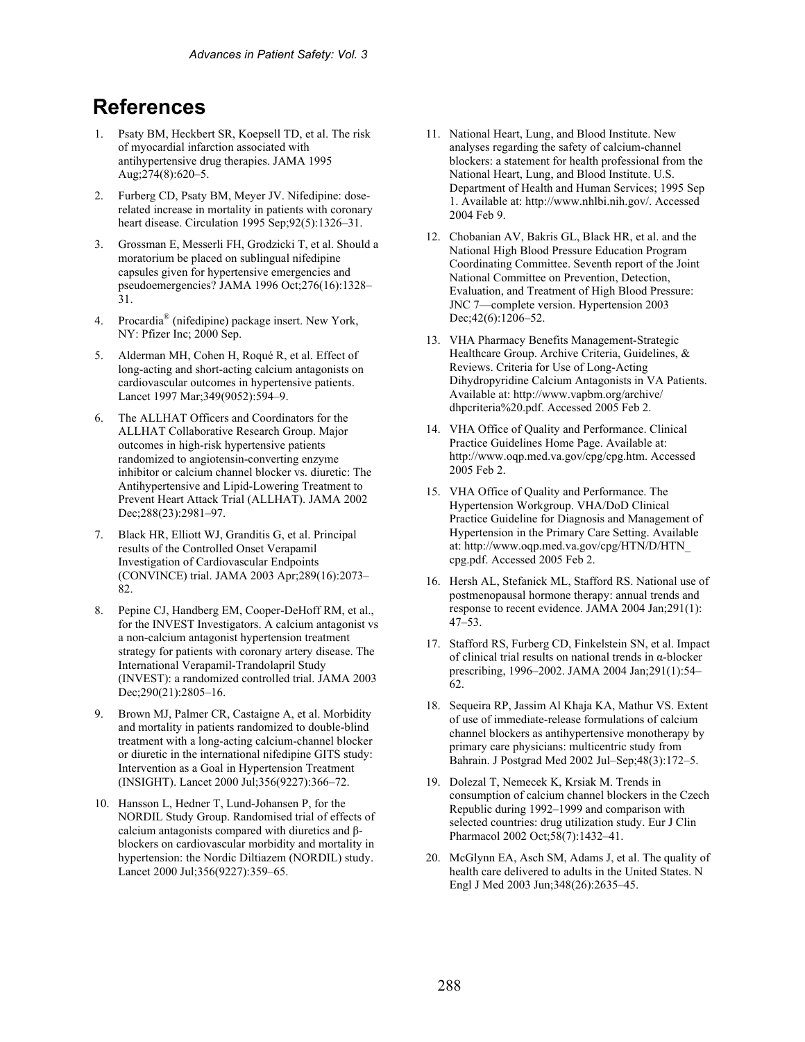# References

1. Psaty BM, Heckbert SR, Koepsell TD, et al. The risk of myocardial infarction associated with antihypertensive drug therapies. JAMA 1995 Aug;274(8):620–5.
2. Furberg CD, Psaty BM, Meyer JV. Nifedipine: dose-related increase in mortality in patients with coronary heart disease. Circulation 1995 Sep;92(5):1326–31.
3. Grossman E, Messerli FH, Grodzicki T, et al. Should a moratorium be placed on sublingual nifedipine capsules given for hypertensive emergencies and pseudoemergencies? JAMA 1996 Oct;276(16):1328–31.
4. Procardia® (nifedipine) package insert. New York, NY: Pfizer Inc; 2000 Sep.
5. Alderman MH, Cohen H, Roqué R, et al. Effect of long-acting and short-acting calcium antagonists on cardiovascular outcomes in hypertensive patients. Lancet 1997 Mar;349(9052):594–9.
6. The ALLHAT Officers and Coordinators for the ALLHAT Collaborative Research Group. Major outcomes in high-risk hypertensive patients randomized to angiotensin-converting enzyme inhibitor or calcium channel blocker vs. diuretic: The Antihypertensive and Lipid-Lowering Treatment to Prevent Heart Attack Trial (ALLHAT). JAMA 2002 Dec;288(23):2981–97.
7. Black HR, Elliott WJ, Granditis G, et al. Principal results of the Controlled Onset Verapamil Investigation of Cardiovascular Endpoints (CONVINCE) trial. JAMA 2003 Apr;289(16):2073–82.
8. Pepine CJ, Handberg EM, Cooper-DeHoff RM, et al., for the INVEST Investigators. A calcium antagonist vs a non-calcium antagonist hypertension treatment strategy for patients with coronary artery disease. The International Verapamil-Trandolapril Study (INVEST): a randomized controlled trial. JAMA 2003 Dec;290(21):2805–16.
9. Brown MJ, Palmer CR, Castaigne A, et al. Morbidity and mortality in patients randomized to double-blind treatment with a long-acting calcium-channel blocker or diuretic in the international nifedipine GITS study: Intervention as a Goal in Hypertension Treatment (INSIGHT). Lancet 2000 Jul;356(9227):366–72.
10. Hansson L, Hedner T, Lund-Johansen P, for the NORDIL Study Group. Randomised trial of effects of calcium antagonists compared with diuretics and β-blockers on cardiovascular morbidity and mortality in hypertension: the Nordic Diltiazem (NORDIL) study. Lancet 2000 Jul;356(9227):359–65.
11. National Heart, Lung, and Blood Institute. New analyses regarding the safety of calcium-channel blockers: a statement for health professional from the National Heart, Lung, and Blood Institute. U.S. Department of Health and Human Services; 1995 Sep 1. Available at: http://www.nhlbi.nih.gov/. Accessed 2004 Feb 9.
12. Chobanian AV, Bakris GL, Black HR, et al. and the National High Blood Pressure Education Program Coordinating Committee. Seventh report of the Joint National Committee on Prevention, Detection, Evaluation, and Treatment of High Blood Pressure: JNC 7—complete version. Hypertension 2003 Dec;42(6):1206–52.
13. VHA Pharmacy Benefits Management-Strategic Healthcare Group. Archive Criteria, Guidelines, & Reviews. Criteria for Use of Long-Acting Dihydropyridine Calcium Antagonists in VA Patients. Available at: http://www.vapbm.org/archive/dhpcriteria%20.pdf. Accessed 2005 Feb 2.
14. VHA Office of Quality and Performance. Clinical Practice Guidelines Home Page. Available at: http://www.oqp.med.va.gov/cpg/cpg.htm. Accessed 2005 Feb 2.
15. VHA Office of Quality and Performance. The Hypertension Workgroup. VHA/DoD Clinical Practice Guideline for Diagnosis and Management of Hypertension in the Primary Care Setting. Available at: http://www.oqp.med.va.gov/cpg/HTN/D/HTN_cpg.pdf. Accessed 2005 Feb 2.
16. Hersh AL, Stefanick ML, Stafford RS. National use of postmenopausal hormone therapy: annual trends and response to recent evidence. JAMA 2004 Jan;291(1):47–53.
17. Stafford RS, Furberg CD, Finkelstein SN, et al. Impact of clinical trial results on national trends in α-blocker prescribing, 1996–2002. JAMA 2004 Jan;291(1):54–62.
18. Sequeira RP, Jassim Al Khaja KA, Mathur VS. Extent of use of immediate-release formulations of calcium channel blockers as antihypertensive monotherapy by primary care physicians: multicentric study from Bahrain. J Postgrad Med 2002 Jul–Sep;48(3):172–5.
19. Dolezal T, Nemecek K, Krsiak M. Trends in consumption of calcium channel blockers in the Czech Republic during 1992–1999 and comparison with selected countries: drug utilization study. Eur J Clin Pharmacol 2002 Oct;58(7):1432–41.
20. McGlynn EA, Asch SM, Adams J, et al. The quality of health care delivered to adults in the United States. N Engl J Med 2003 Jun;348(26):2635–45.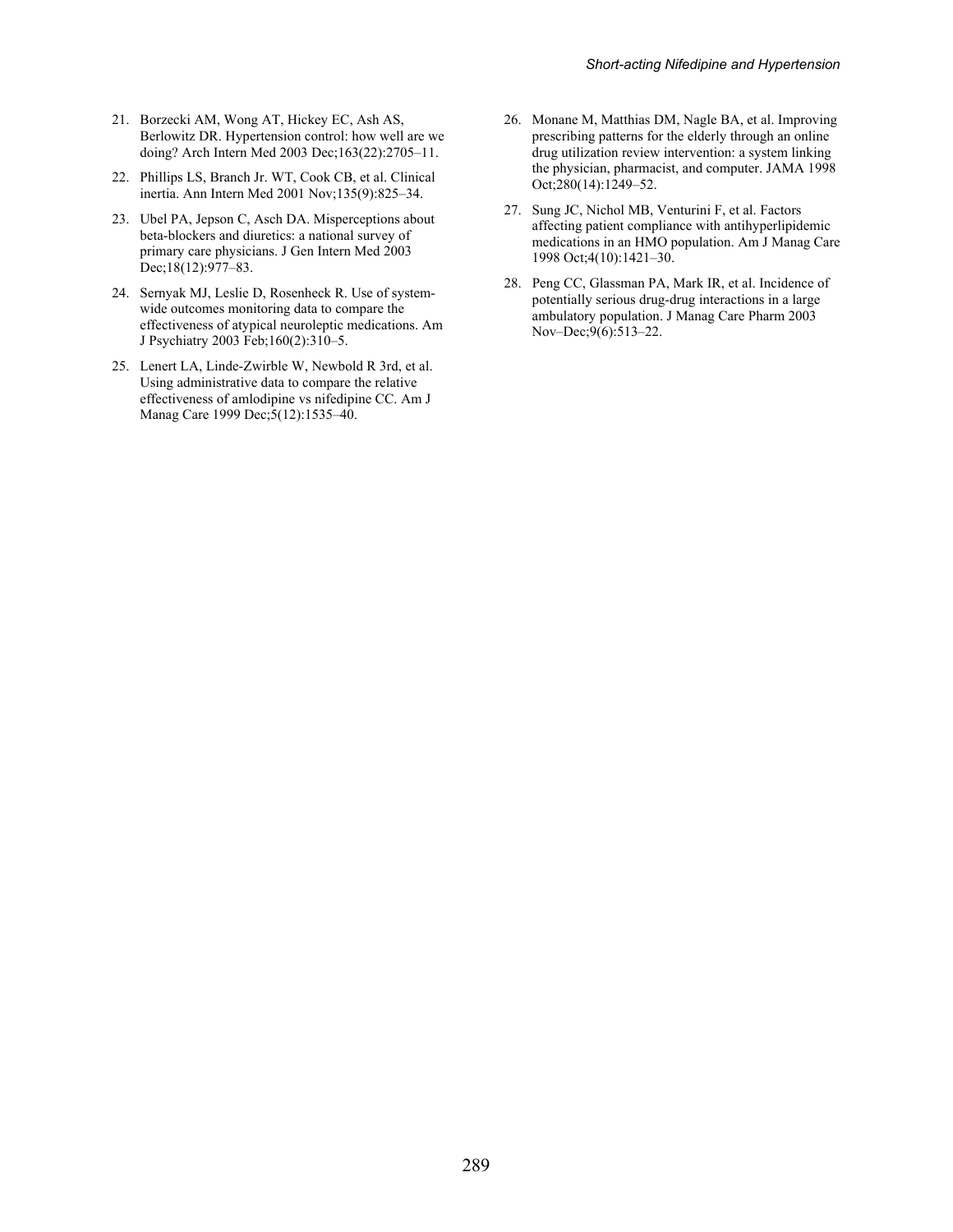21. Borzecki AM, Wong AT, Hickey EC, Ash AS, Berlowitz DR. Hypertension control: how well are we doing? Arch Intern Med 2003 Dec;163(22):2705–11.
22. Phillips LS, Branch Jr. WT, Cook CB, et al. Clinical inertia. Ann Intern Med 2001 Nov;135(9):825–34.
23. Ubel PA, Jepson C, Asch DA. Misperceptions about beta-blockers and diuretics: a national survey of primary care physicians. J Gen Intern Med 2003 Dec;18(12):977–83.
24. Sernyak MJ, Leslie D, Rosenheck R. Use of system-wide outcomes monitoring data to compare the effectiveness of atypical neuroleptic medications. Am J Psychiatry 2003 Feb;160(2):310–5.
25. Lenert LA, Linde-Zwirble W, Newbold R 3rd, et al. Using administrative data to compare the relative effectiveness of amlodipine vs nifedipine CC. Am J Manag Care 1999 Dec;5(12):1535–40.
26. Monane M, Matthias DM, Nagle BA, et al. Improving prescribing patterns for the elderly through an online drug utilization review intervention: a system linking the physician, pharmacist, and computer. JAMA 1998 Oct;280(14):1249–52.
27. Sung JC, Nichol MB, Venturini F, et al. Factors affecting patient compliance with antihyperlipidemic medications in an HMO population. Am J Manag Care 1998 Oct;4(10):1421–30.
28. Peng CC, Glassman PA, Mark IR, et al. Incidence of potentially serious drug-drug interactions in a large ambulatory population. J Manag Care Pharm 2003 Nov–Dec;9(6):513–22.